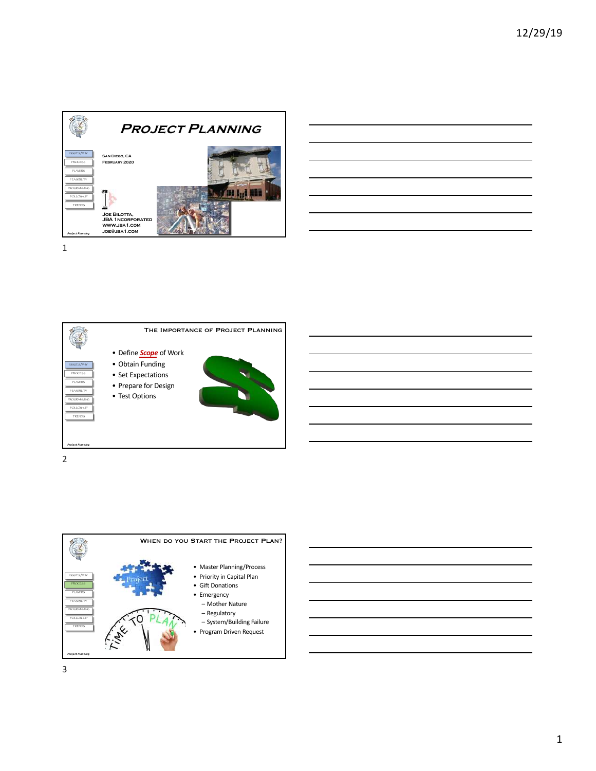# Project Planning

ISSUES/WHY
PROCESS
PLAYERS
FEASIBILITY
PROGRAMMING
FOLLOW-UP
TRENDS

San Diego, CA
February 2020

Joe Bilotta,
JBA 1ncorporated
www.jba1.com
joe@jba1.com

*Project Planning*

## The Importance of Project Planning

ISSUES/WHY
PROCESS
PLAYERS
FEASIBILITY
PROGRAMMING
FOLLOW-UP
TRENDS

- Define ***Scope*** of Work
- Obtain Funding
- Set Expectations
- Prepare for Design
- Test Options

*Project Planning*

## When do you Start the Project Plan?

ISSUES/WHY
PROCESS
PLAYERS
FEASIBILITY
PROGRAMMING
FOLLOW-UP
TRENDS

- Master Planning/Process
- Priority in Capital Plan
- Gift Donations
- Emergency
  - Mother Nature
  - Regulatory
  - System/Building Failure
- Program Driven Request

*Project Planning*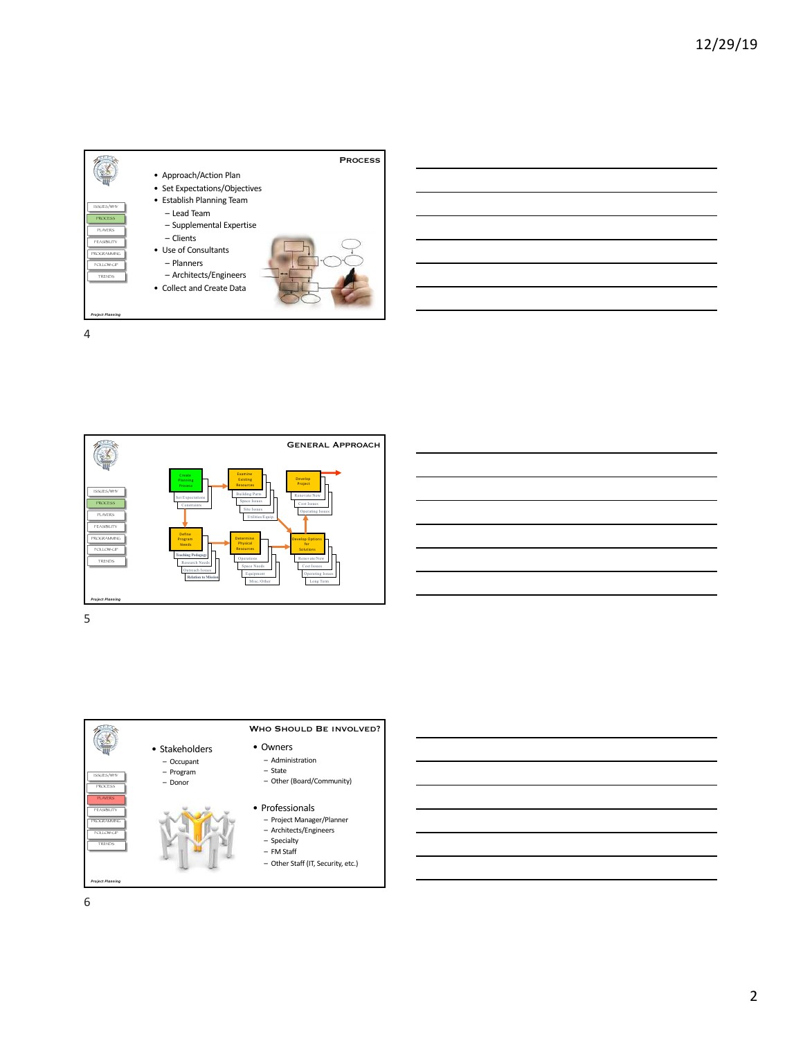## Process

- Approach/Action Plan
- Set Expectations/Objectives
- Establish Planning Team
  - Lead Team
  - Supplemental Expertise
  - Clients
- Use of Consultants
  - Planners
  - Architects/Engineers
- Collect and Create Data

ISSUES/WHY | PROCESS | PLAYERS | FEASIBILITY | PROGRAMMING | FOLLOW-UP | TRENDS

*Project Planning*

## General Approach

- Create Planning Process
  - Set Expectations
  - Constraints
- Examine Existing Resources
  - Building Parts
  - Space Issues
  - Site Issues
  - Utilities/Equip.
- Develop Project
  - Renovate/New
  - Cost Issues
  - Operating Issues
- Define Program Needs
  - Teaching Pedagogy
  - Research Needs
  - Outreach Issues
  - Relation to Mission
- Determine Physical Resources
  - Operations
  - Space Needs
  - Equipment
  - Misc. Other
- Develop Options for Solutions
  - Renovate/New
  - Cost Issues
  - Operating Issues
  - Long Term

ISSUES/WHY | PROCESS | PLAYERS | FEASIBILITY | PROGRAMMING | FOLLOW-UP | TRENDS

*Project Planning*

## Who Should Be Involved?

- Stakeholders
  - Occupant
  - Program
  - Donor
- Owners
  - Administration
  - State
  - Other (Board/Community)
- Professionals
  - Project Manager/Planner
  - Architects/Engineers
  - Specialty
  - FM Staff
  - Other Staff (IT, Security, etc.)

ISSUES/WHY | PROCESS | PLAYERS | FEASIBILITY | PROGRAMMING | FOLLOW-UP | TRENDS

*Project Planning*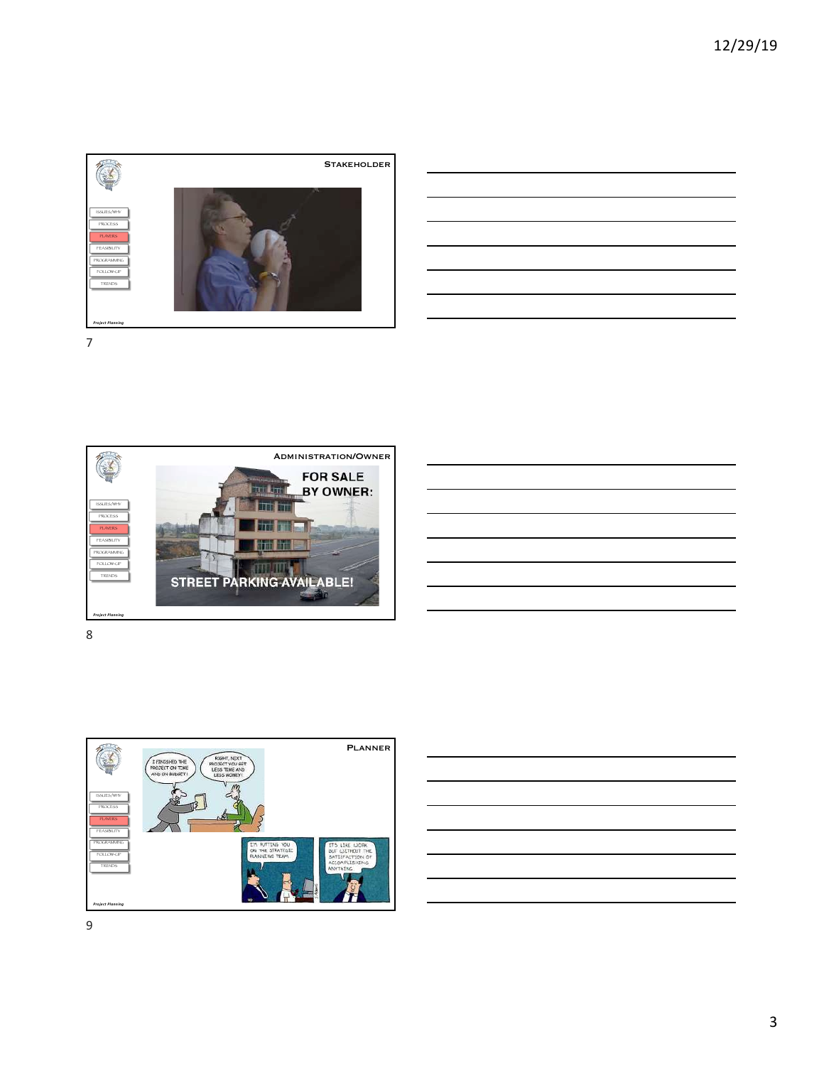## Stakeholder

- ISSUES/WHY
- PROCESS
- PLAYERS
- FEASIBILITY
- PROGRAMMING
- FOLLOW-UP
- TRENDS

*Project Planning*

## Administration/Owner

FOR SALE BY OWNER:

STREET PARKING AVAILABLE!

- ISSUES/WHY
- PROCESS
- PLAYERS
- FEASIBILITY
- PROGRAMMING
- FOLLOW-UP
- TRENDS

*Project Planning*

## Planner

I FINISHED THE PROJECT ON TIME AND ON BUDGET!

RIGHT, NEXT PROJECT YOU GET LESS TIME AND LESS MONEY!

I'M PUTTING YOU ON THE STRATEGIC PLANNING TEAM.

IT'S LIKE WORK BUT WITHOUT THE SATISFACTION OF ACCOMPLISHING ANYTHING.

- ISSUES/WHY
- PROCESS
- PLAYERS
- FEASIBILITY
- PROGRAMMING
- FOLLOW-UP
- TRENDS

*Project Planning*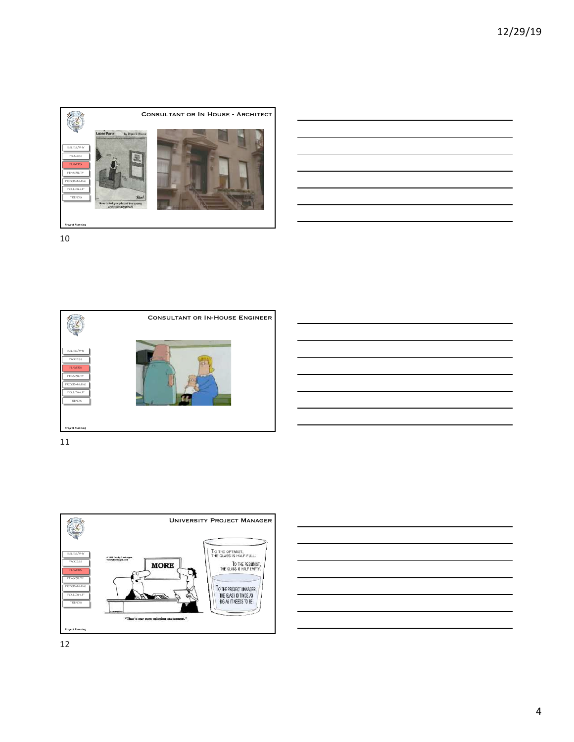## Consultant or In House - Architect

- ISSUES/WHY
- PROCESS
- PLAYERS
- FEASIBILITY
- PROGRAMMING
- FOLLOW-UP
- TRENDS

*Project Planning*

## Consultant or In-House Engineer

- ISSUES/WHY
- PROCESS
- PLAYERS
- FEASIBILITY
- PROGRAMMING
- FOLLOW-UP
- TRENDS

*Project Planning*

## University Project Manager

- ISSUES/WHY
- PROCESS
- PLAYERS
- FEASIBILITY
- PROGRAMMING
- FOLLOW-UP
- TRENDS

*Project Planning*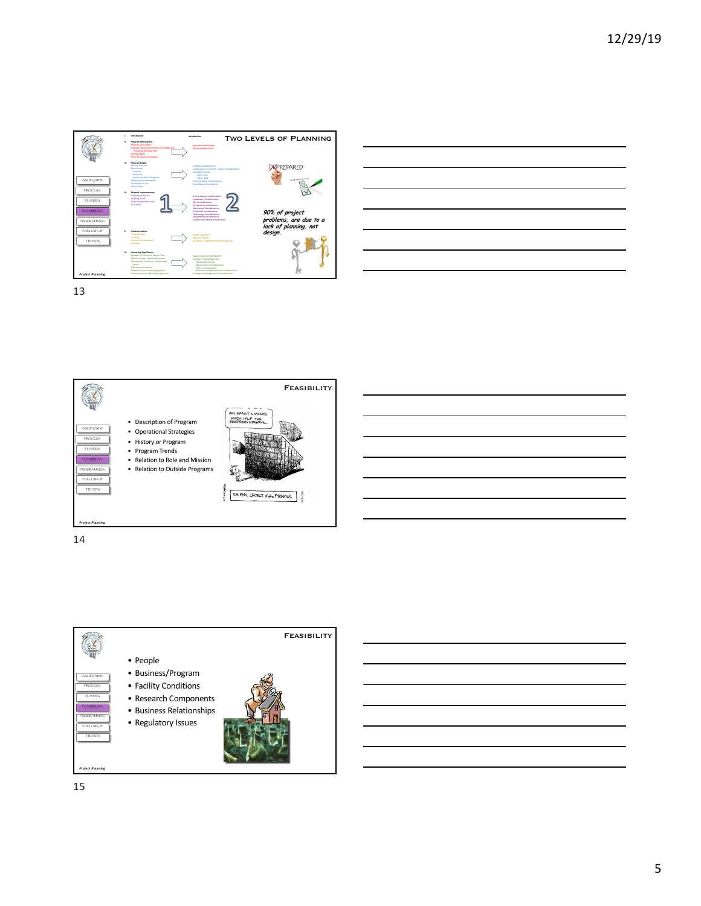## Two Levels of Planning

90% of project problems, are due to a lack of planning, not design.

## Feasibility

- Description of Program
- Operational Strategies
- History or Program
- Program Trends
- Relation to Role and Mission
- Relation to Outside Programs

## Feasibility

- People
- Business/Program
- Facility Conditions
- Research Components
- Business Relationships
- Regulatory Issues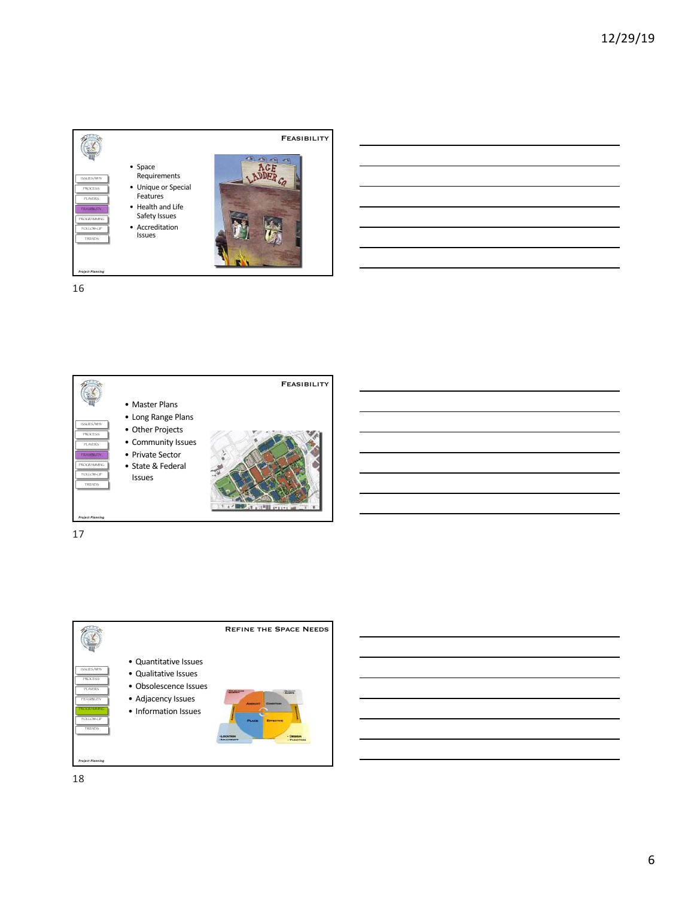## Feasibility

- Space Requirements
- Unique or Special Features
- Health and Life Safety Issues
- Accreditation Issues

## Feasibility

- Master Plans
- Long Range Plans
- Other Projects
- Community Issues
- Private Sector
- State & Federal Issues

## Refine the Space Needs

- Quantitative Issues
- Qualitative Issues
- Obsolescence Issues
- Adjacency Issues
- Information Issues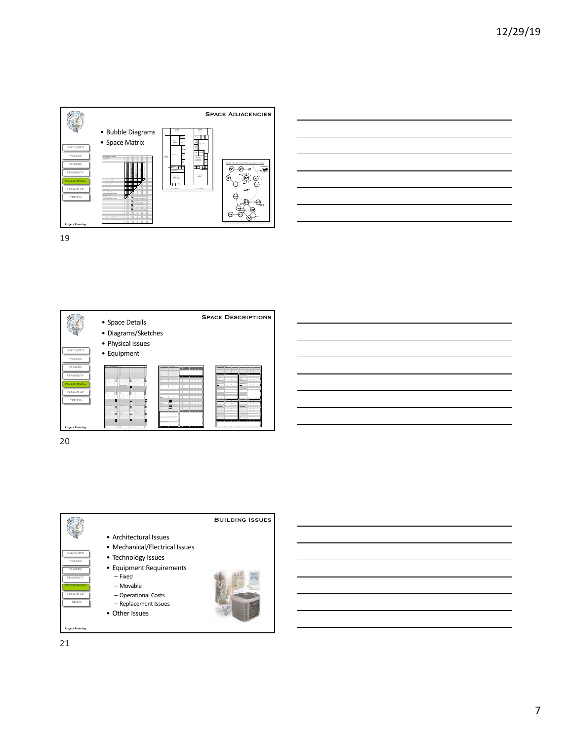## Space Adjacencies

- Bubble Diagrams
- Space Matrix

## Space Descriptions

- Space Details
- Diagrams/Sketches
- Physical Issues
- Equipment

## Building Issues

- Architectural Issues
- Mechanical/Electrical Issues
- Technology Issues
- Equipment Requirements
  - Fixed
  - Movable
  - Operational Costs
  - Replacement Issues
- Other Issues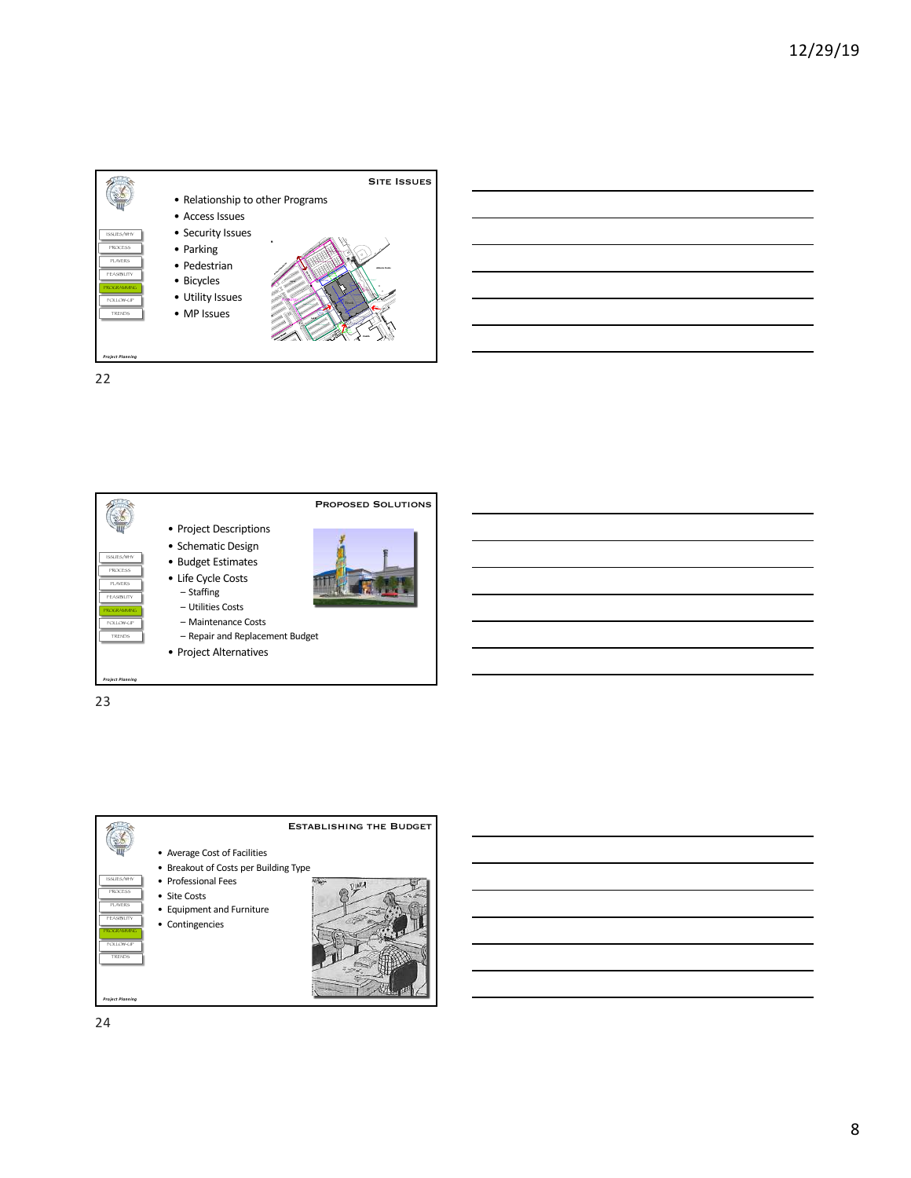## Site Issues

- Relationship to other Programs
- Access Issues
- Security Issues
- Parking
- Pedestrian
- Bicycles
- Utility Issues
- MP Issues

## Proposed Solutions

- Project Descriptions
- Schematic Design
- Budget Estimates
- Life Cycle Costs
  - Staffing
  - Utilities Costs
  - Maintenance Costs
  - Repair and Replacement Budget
- Project Alternatives

## Establishing the Budget

- Average Cost of Facilities
- Breakout of Costs per Building Type
- Professional Fees
- Site Costs
- Equipment and Furniture
- Contingencies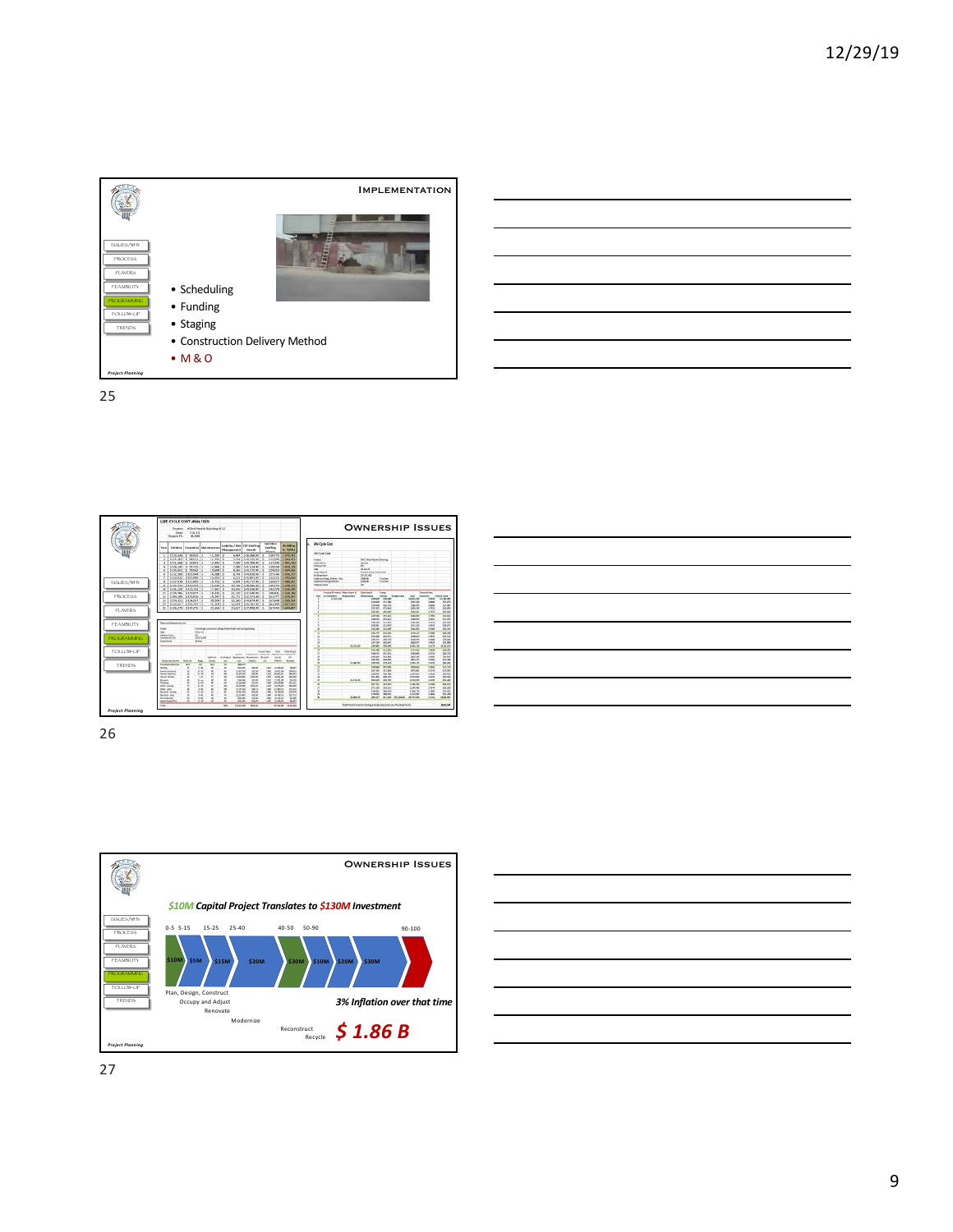## Implementation

- ISSUES/WHY
- PROCESS
- PLAYERS
- FEASIBILITY
- PROGRAMMING
- FOLLOW-UP
- TRENDS

- Scheduling
- Funding
- Staging
- Construction Delivery Method
- M & O

*Project Planning*

25

## Ownership Issues

- ISSUES/WHY
- PROCESS
- PLAYERS
- FEASIBILITY
- PROGRAMMING
- FOLLOW-UP
- TRENDS

LIFE CYCLE COST ANALYSIS

Life Cycle Cost

*Project Planning*

26

## Ownership Issues

- ISSUES/WHY
- PROCESS
- PLAYERS
- FEASIBILITY
- PROGRAMMING
- FOLLOW-UP
- TRENDS

***$10M Capital Project Translates to $130M Investment***

0-5 5-15 15-25 25-40 40-50 50-90 90-100

$10M $5M $15M $20M $30M $10M $20M $30M

Plan, Design, Construct

Occupy and Adjust

Renovate

Modernize

Reconstruct

Recycle

***3% Inflation over that time***

***$ 1.86 B***

*Project Planning*

27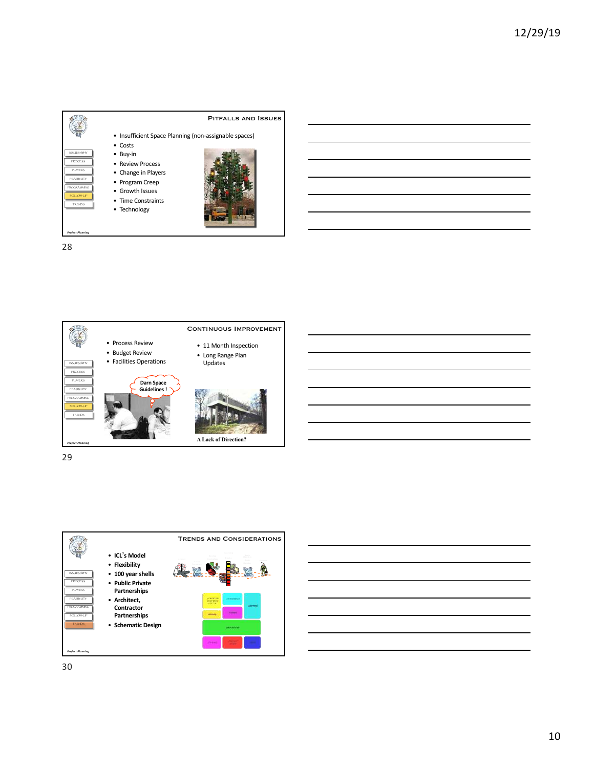## Pitfalls and Issues

- Insufficient Space Planning (non-assignable spaces)
- Costs
- Buy-in
- Review Process
- Change in Players
- Program Creep
- Growth Issues
- Time Constraints
- Technology

ISSUES/WHY
PROCESS
PLAYERS
FEASIBILITY
PROGRAMMING
FOLLOW-UP
TRENDS

*Project Planning*

28

## Continuous Improvement

- Process Review
- Budget Review
- Facilities Operations

- 11 Month Inspection
- Long Range Plan Updates

Darn Space Guidelines !

A Lack of Direction?

ISSUES/WHY
PROCESS
PLAYERS
FEASIBILITY
PROGRAMMING
FOLLOW-UP
TRENDS

*Project Planning*

29

## Trends and Considerations

- **ICL's Model**
- **Flexibility**
- **100 year shells**
- **Public Private Partnerships**
- **Architect, Contractor Partnerships**
- **Schematic Design**

ISSUES/WHY
PROCESS
PLAYERS
FEASIBILITY
PROGRAMMING
FOLLOW-UP
TRENDS

*Project Planning*

30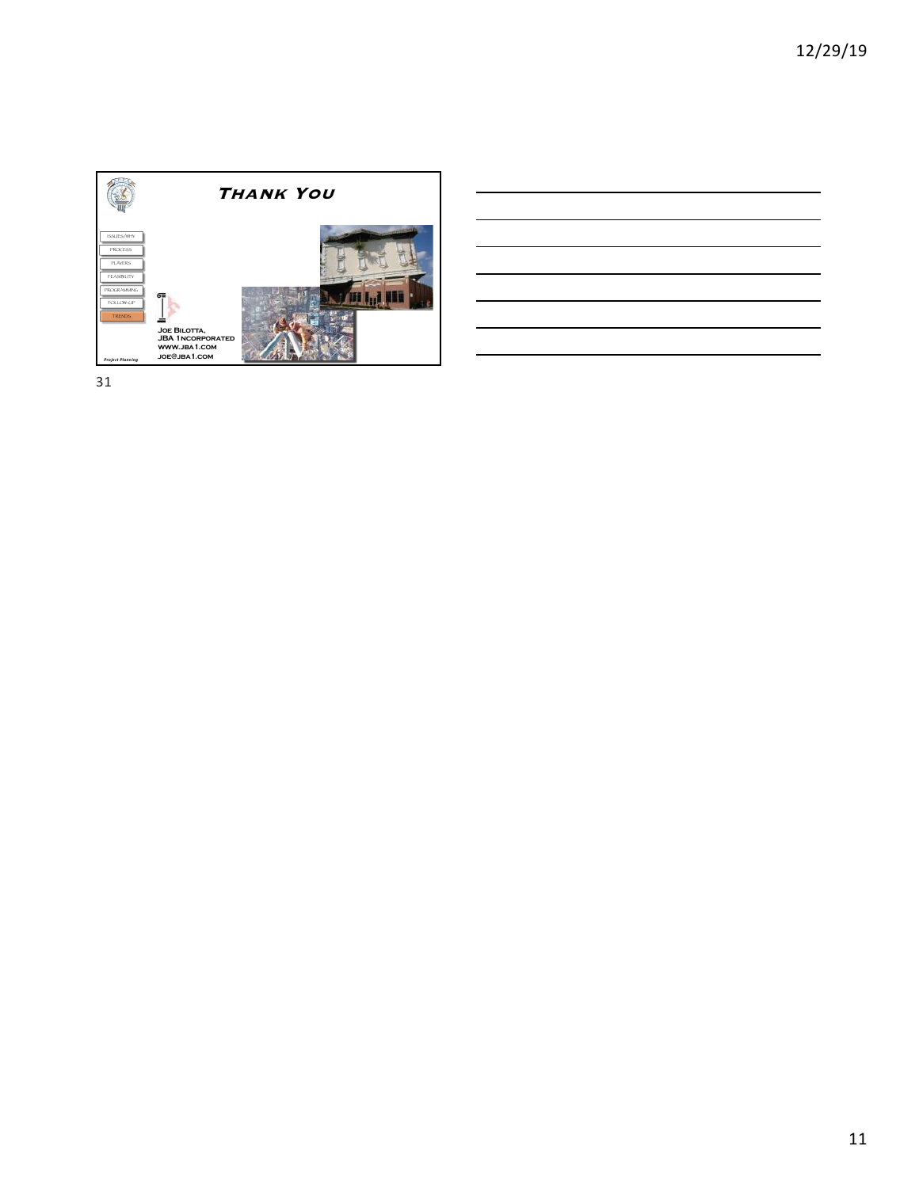# Thank You

- ISSUES/WHY
- PROCESS
- PLAYERS
- FEASIBILITY
- PROGRAMMING
- FOLLOW-UP
- TRENDS

Joe Bilotta,
JBA 1ncorporated
www.jba1.com
joe@jba1.com

*Project Planning*

31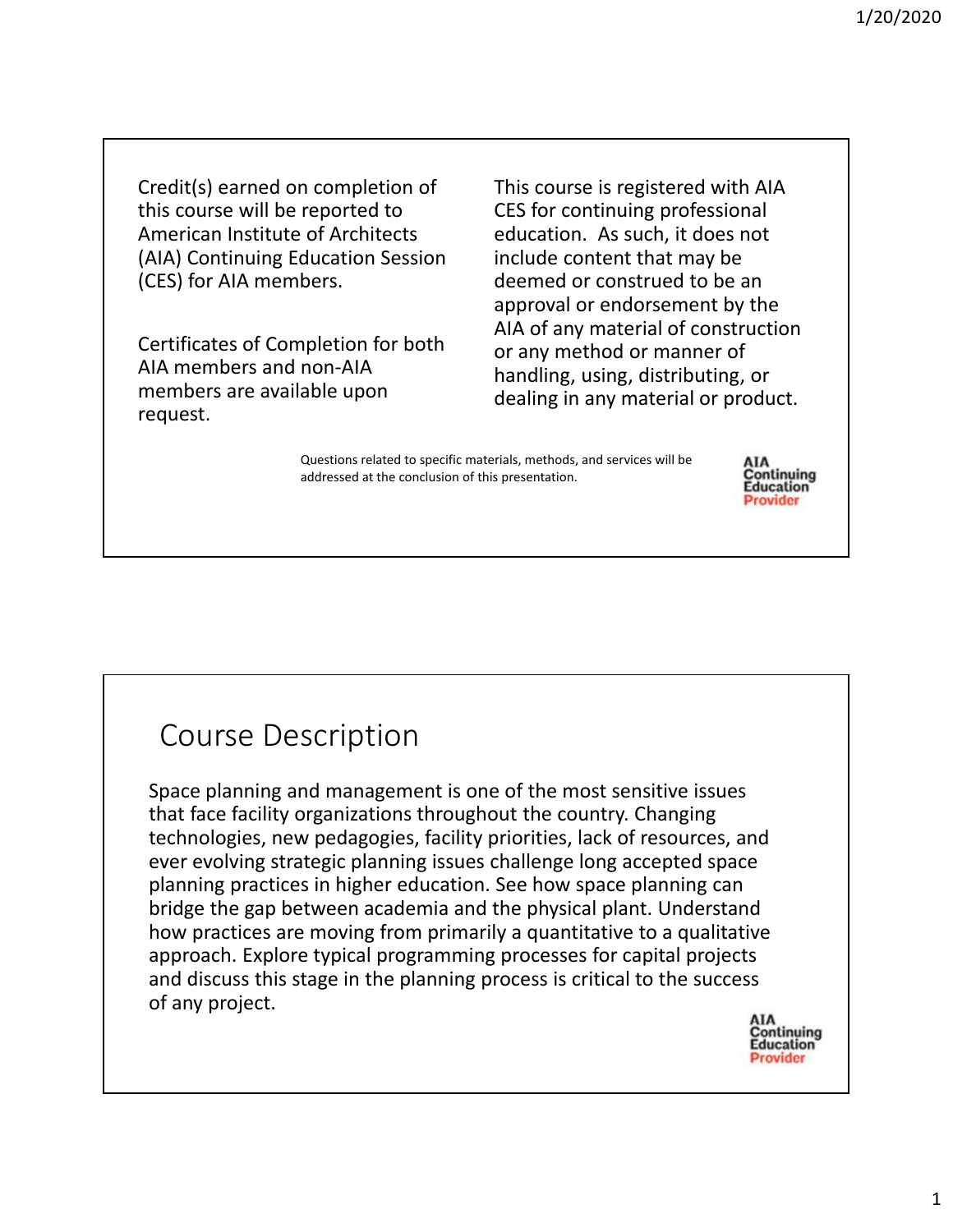Credit(s) earned on completion of this course will be reported to American Institute of Architects (AIA) Continuing Education Session (CES) for AIA members.

Certificates of Completion for both AIA members and non-AIA members are available upon request.

This course is registered with AIA CES for continuing professional education. As such, it does not include content that may be deemed or construed to be an approval or endorsement by the AIA of any material of construction or any method or manner of handling, using, distributing, or dealing in any material or product.

Questions related to specific materials, methods, and services will be addressed at the conclusion of this presentation.

AIA Continuing Education Provider

## Course Description

Space planning and management is one of the most sensitive issues that face facility organizations throughout the country. Changing technologies, new pedagogies, facility priorities, lack of resources, and ever evolving strategic planning issues challenge long accepted space planning practices in higher education. See how space planning can bridge the gap between academia and the physical plant. Understand how practices are moving from primarily a quantitative to a qualitative approach. Explore typical programming processes for capital projects and discuss this stage in the planning process is critical to the success of any project.

AIA Continuing Education Provider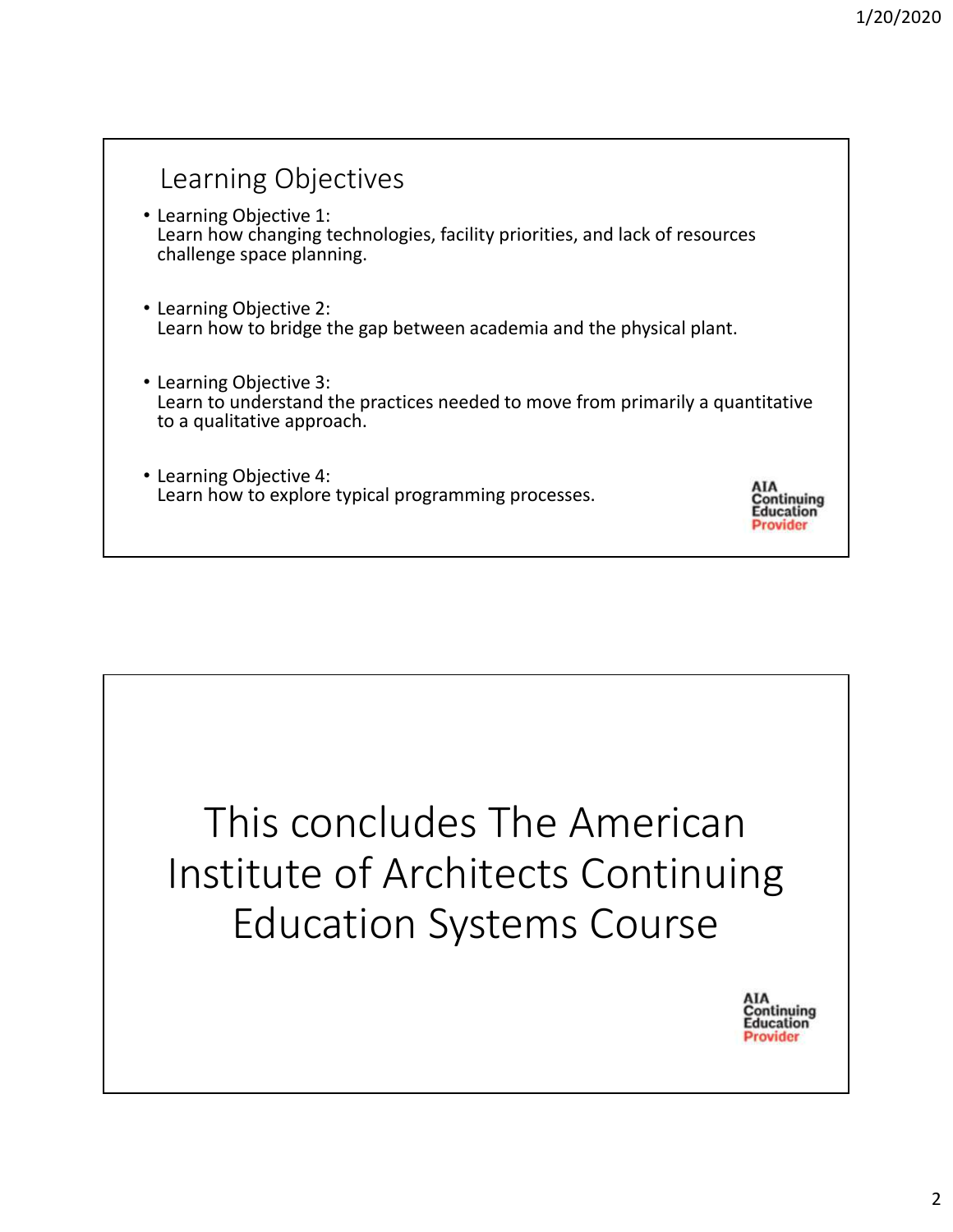## Learning Objectives

- Learning Objective 1:
  Learn how changing technologies, facility priorities, and lack of resources challenge space planning.

- Learning Objective 2:
  Learn how to bridge the gap between academia and the physical plant.

- Learning Objective 3:
  Learn to understand the practices needed to move from primarily a quantitative to a qualitative approach.

- Learning Objective 4:
  Learn how to explore typical programming processes.

AIA Continuing Education Provider

# This concludes The American Institute of Architects Continuing Education Systems Course

AIA Continuing Education Provider